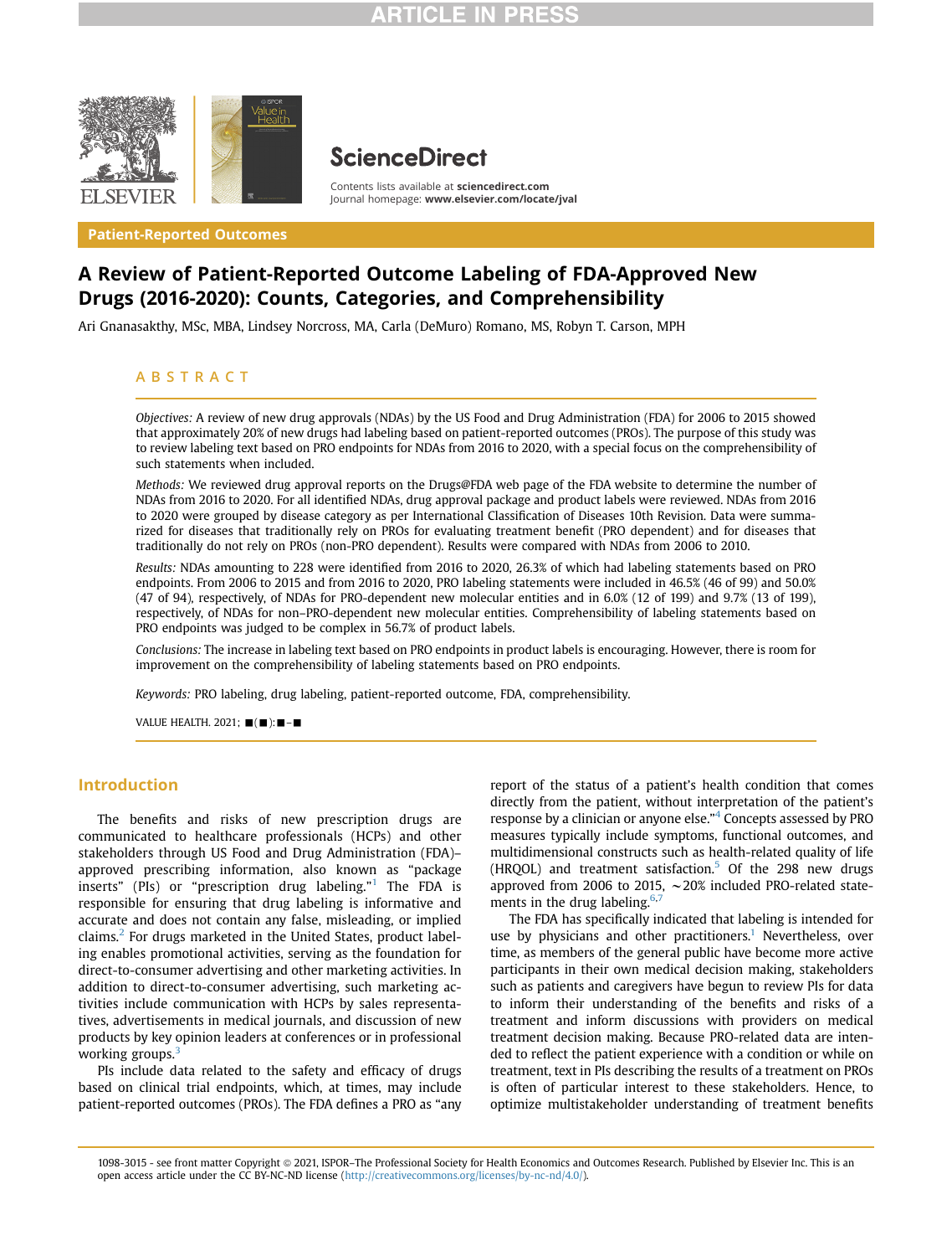Patient-Reported Outcomes

# A Review of Patient-Reported Outcome Labeling of FDA-Approved New Drugs (2016-2020): Counts, Categories, and Comprehensibility

Ari Gnanasakthy, MSc, MBA, Lindsey Norcross, MA, Carla (DeMuro) Romano, MS, Robyn T. Carson, MPH

## ABSTRACT

*Objectives:* A review of new drug approvals (NDAs) by the US Food and Drug Administration (FDA) for 2006 to 2015 showed that approximately 20% of new drugs had labeling based on patient-reported outcomes (PROs). The purpose of this study was to review labeling text based on PRO endpoints for NDAs from 2016 to 2020, with a special focus on the comprehensibility of such statements when included.

*Methods:* We reviewed drug approval reports on the Drugs@FDA web page of the FDA website to determine the number of NDAs from 2016 to 2020. For all identified NDAs, drug approval package and product labels were reviewed. NDAs from 2016 to 2020 were grouped by disease category as per International Classification of Diseases 10th Revision. Data were summarized for diseases that traditionally rely on PROs for evaluating treatment benefit (PRO dependent) and for diseases that traditionally do not rely on PROs (non-PRO dependent). Results were compared with NDAs from 2006 to 2010.

*Results:* NDAs amounting to 228 were identified from 2016 to 2020, 26.3% of which had labeling statements based on PRO endpoints. From 2006 to 2015 and from 2016 to 2020, PRO labeling statements were included in 46.5% (46 of 99) and 50.0% (47 of 94), respectively, of NDAs for PRO-dependent new molecular entities and in 6.0% (12 of 199) and 9.7% (13 of 199), respectively, of NDAs for non–PRO-dependent new molecular entities. Comprehensibility of labeling statements based on PRO endpoints was judged to be complex in 56.7% of product labels.

*Conclusions:* The increase in labeling text based on PRO endpoints in product labels is encouraging. However, there is room for improvement on the comprehensibility of labeling statements based on PRO endpoints.

*Keywords:* PRO labeling, drug labeling, patient-reported outcome, FDA, comprehensibility.

## Introduction

The benefits and risks of new prescription drugs are communicated to healthcare professionals (HCPs) and other stakeholders through US Food and Drug Administration (FDA)–approved prescribing information, also known as "package inserts" (PIs) or "prescription drug labeling."[1] The FDA is responsible for ensuring that drug labeling is informative and accurate and does not contain any false, misleading, or implied claims.[2] For drugs marketed in the United States, product labeling enables promotional activities, serving as the foundation for direct-to-consumer advertising and other marketing activities. In addition to direct-to-consumer advertising, such marketing activities include communication with HCPs by sales representatives, advertisements in medical journals, and discussion of new products by key opinion leaders at conferences or in professional working groups.[3]

PIs include data related to the safety and efficacy of drugs based on clinical trial endpoints, which, at times, may include patient-reported outcomes (PROs). The FDA defines a PRO as "any report of the status of a patient's health condition that comes directly from the patient, without interpretation of the patient's response by a clinician or anyone else."[4] Concepts assessed by PRO measures typically include symptoms, functional outcomes, and multidimensional constructs such as health-related quality of life (HRQOL) and treatment satisfaction.[5] Of the 298 new drugs approved from 2006 to 2015, ~20% included PRO-related statements in the drug labeling.[6,7]

The FDA has specifically indicated that labeling is intended for use by physicians and other practitioners.[1] Nevertheless, over time, as members of the general public have become more active participants in their own medical decision making, stakeholders such as patients and caregivers have begun to review PIs for data to inform their understanding of the benefits and risks of a treatment and inform discussions with providers on medical treatment decision making. Because PRO-related data are intended to reflect the patient experience with a condition or while on treatment, text in PIs describing the results of a treatment on PROs is often of particular interest to these stakeholders. Hence, to optimize multistakeholder understanding of treatment benefits

1098-3015 - see front matter Copyright © 2021, ISPOR–The Professional Society for Health Economics and Outcomes Research. Published by Elsevier Inc. This is an open access article under the CC BY-NC-ND license (http://creativecommons.org/licenses/by-nc-nd/4.0/).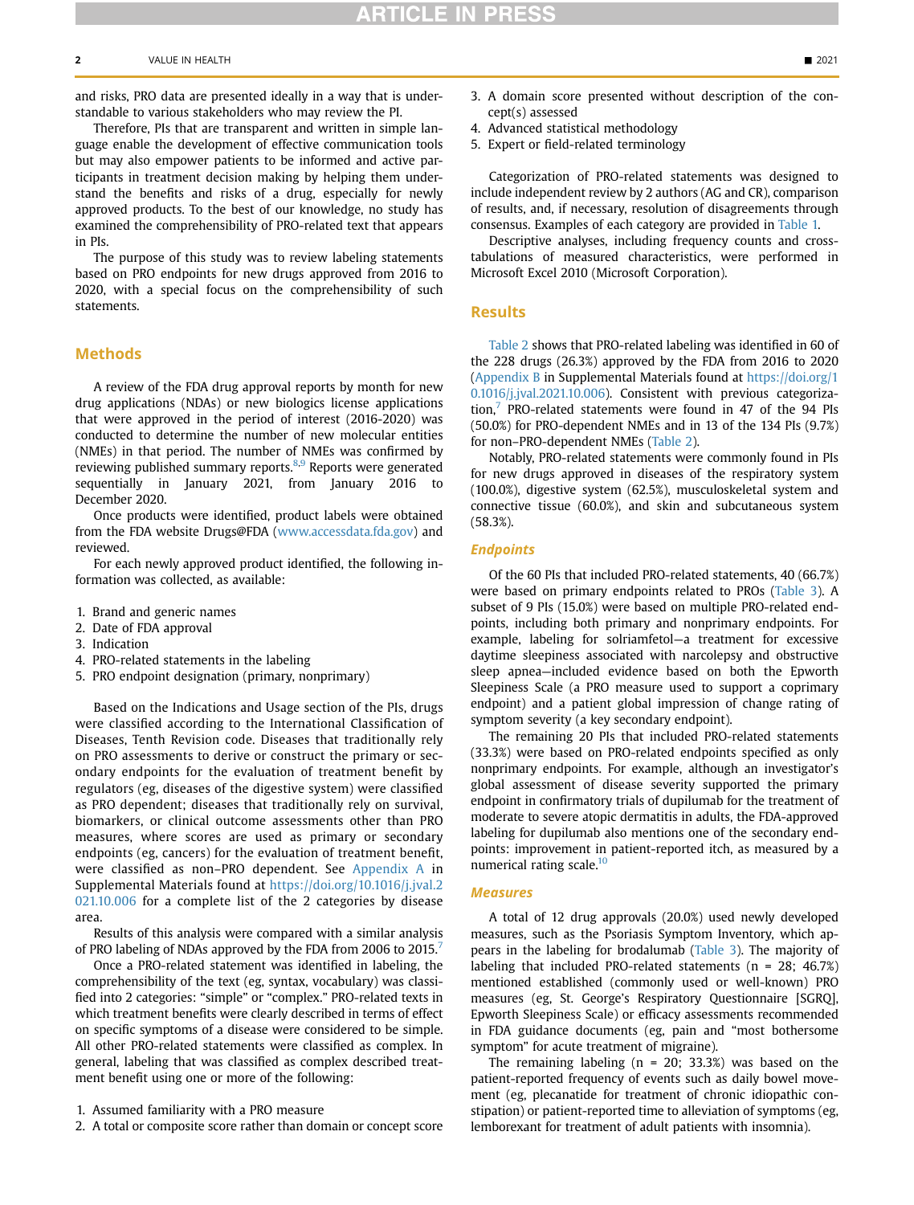and risks, PRO data are presented ideally in a way that is understandable to various stakeholders who may review the PI.

Therefore, PIs that are transparent and written in simple language enable the development of effective communication tools but may also empower patients to be informed and active participants in treatment decision making by helping them understand the benefits and risks of a drug, especially for newly approved products. To the best of our knowledge, no study has examined the comprehensibility of PRO-related text that appears in PIs.

The purpose of this study was to review labeling statements based on PRO endpoints for new drugs approved from 2016 to 2020, with a special focus on the comprehensibility of such statements.

## Methods

A review of the FDA drug approval reports by month for new drug applications (NDAs) or new biologics license applications that were approved in the period of interest (2016-2020) was conducted to determine the number of new molecular entities (NMEs) in that period. The number of NMEs was confirmed by reviewing published summary reports.[8,9] Reports were generated sequentially in January 2021, from January 2016 to December 2020.

Once products were identified, product labels were obtained from the FDA website Drugs@FDA (www.accessdata.fda.gov) and reviewed.

For each newly approved product identified, the following information was collected, as available:

1. Brand and generic names
2. Date of FDA approval
3. Indication
4. PRO-related statements in the labeling
5. PRO endpoint designation (primary, nonprimary)

Based on the Indications and Usage section of the PIs, drugs were classified according to the International Classification of Diseases, Tenth Revision code. Diseases that traditionally rely on PRO assessments to derive or construct the primary or secondary endpoints for the evaluation of treatment benefit by regulators (eg, diseases of the digestive system) were classified as PRO dependent; diseases that traditionally rely on survival, biomarkers, or clinical outcome assessments other than PRO measures, where scores are used as primary or secondary endpoints (eg, cancers) for the evaluation of treatment benefit, were classified as non–PRO dependent. See Appendix A in Supplemental Materials found at https://doi.org/10.1016/j.jval.2021.10.006 for a complete list of the 2 categories by disease area.

Results of this analysis were compared with a similar analysis of PRO labeling of NDAs approved by the FDA from 2006 to 2015.[7]

Once a PRO-related statement was identified in labeling, the comprehensibility of the text (eg, syntax, vocabulary) was classified into 2 categories: "simple" or "complex." PRO-related texts in which treatment benefits were clearly described in terms of effect on specific symptoms of a disease were considered to be simple. All other PRO-related statements were classified as complex. In general, labeling that was classified as complex described treatment benefit using one or more of the following:

1. Assumed familiarity with a PRO measure
2. A total or composite score rather than domain or concept score
3. A domain score presented without description of the concept(s) assessed
4. Advanced statistical methodology
5. Expert or field-related terminology

Categorization of PRO-related statements was designed to include independent review by 2 authors (AG and CR), comparison of results, and, if necessary, resolution of disagreements through consensus. Examples of each category are provided in Table 1.

Descriptive analyses, including frequency counts and cross-tabulations of measured characteristics, were performed in Microsoft Excel 2010 (Microsoft Corporation).

## Results

Table 2 shows that PRO-related labeling was identified in 60 of the 228 drugs (26.3%) approved by the FDA from 2016 to 2020 (Appendix B in Supplemental Materials found at https://doi.org/10.1016/j.jval.2021.10.006). Consistent with previous categorization,[7] PRO-related statements were found in 47 of the 94 PIs (50.0%) for PRO-dependent NMEs and in 13 of the 134 PIs (9.7%) for non–PRO-dependent NMEs (Table 2).

Notably, PRO-related statements were commonly found in PIs for new drugs approved in diseases of the respiratory system (100.0%), digestive system (62.5%), musculoskeletal system and connective tissue (60.0%), and skin and subcutaneous system (58.3%).

### Endpoints

Of the 60 PIs that included PRO-related statements, 40 (66.7%) were based on primary endpoints related to PROs (Table 3). A subset of 9 PIs (15.0%) were based on multiple PRO-related endpoints, including both primary and nonprimary endpoints. For example, labeling for solriamfetol—a treatment for excessive daytime sleepiness associated with narcolepsy and obstructive sleep apnea—included evidence based on both the Epworth Sleepiness Scale (a PRO measure used to support a coprimary endpoint) and a patient global impression of change rating of symptom severity (a key secondary endpoint).

The remaining 20 PIs that included PRO-related statements (33.3%) were based on PRO-related endpoints specified as only nonprimary endpoints. For example, although an investigator's global assessment of disease severity supported the primary endpoint in confirmatory trials of dupilumab for the treatment of moderate to severe atopic dermatitis in adults, the FDA-approved labeling for dupilumab also mentions one of the secondary endpoints: improvement in patient-reported itch, as measured by a numerical rating scale.[10]

### Measures

A total of 12 drug approvals (20.0%) used newly developed measures, such as the Psoriasis Symptom Inventory, which appears in the labeling for brodalumab (Table 3). The majority of labeling that included PRO-related statements (n = 28; 46.7%) mentioned established (commonly used or well-known) PRO measures (eg, St. George's Respiratory Questionnaire [SGRQ], Epworth Sleepiness Scale) or efficacy assessments recommended in FDA guidance documents (eg, pain and "most bothersome symptom" for acute treatment of migraine).

The remaining labeling (n = 20; 33.3%) was based on the patient-reported frequency of events such as daily bowel movement (eg, plecanatide for treatment of chronic idiopathic constipation) or patient-reported time to alleviation of symptoms (eg, lemborexant for treatment of adult patients with insomnia).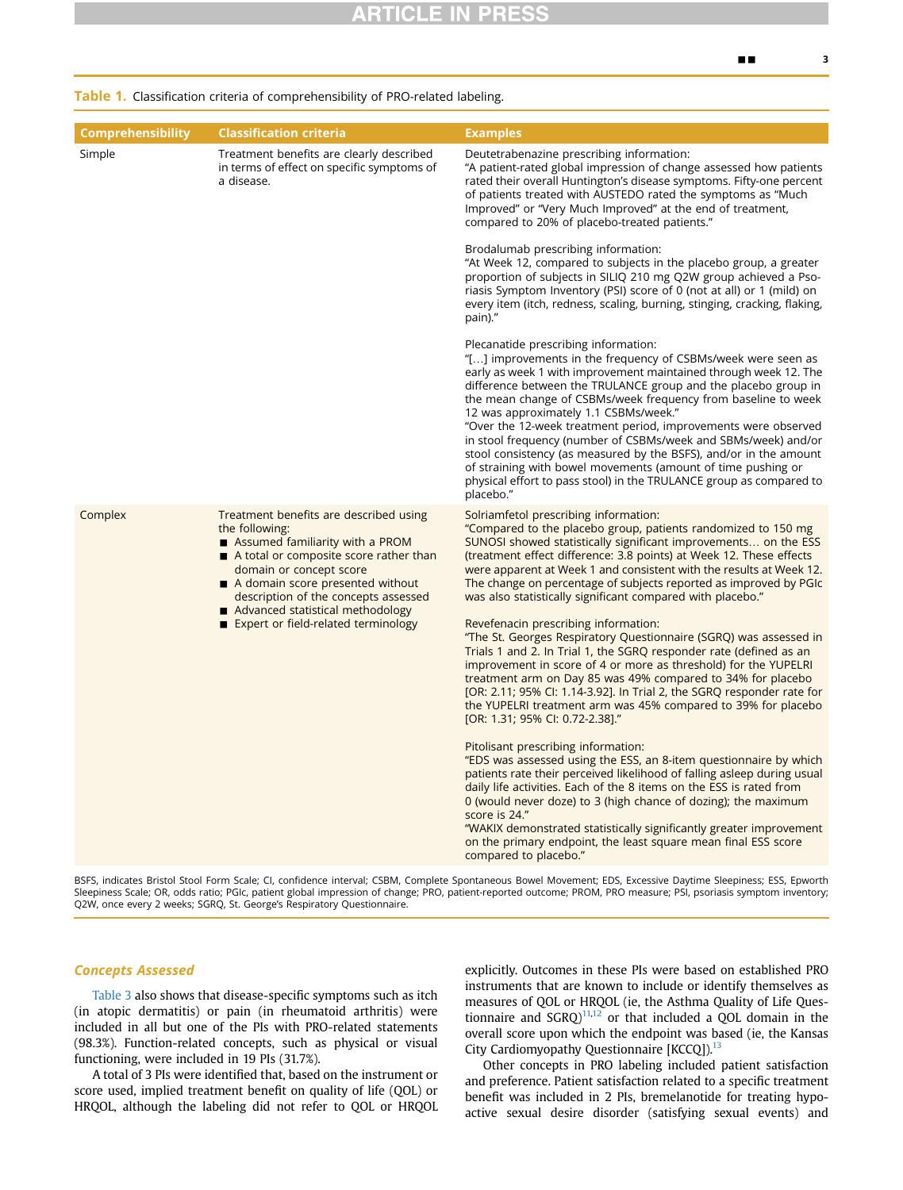**Table 1.** Classification criteria of comprehensibility of PRO-related labeling.

| Comprehensibility | Classification criteria | Examples |
| --- | --- | --- |
| Simple | Treatment benefits are clearly described in terms of effect on specific symptoms of a disease. | Deutetrabenazine prescribing information:<br>"A patient-rated global impression of change assessed how patients rated their overall Huntington's disease symptoms. Fifty-one percent of patients treated with AUSTEDO rated the symptoms as "Much Improved" or "Very Much Improved" at the end of treatment, compared to 20% of placebo-treated patients."<br><br>Brodalumab prescribing information:<br>"At Week 12, compared to subjects in the placebo group, a greater proportion of subjects in SILIQ 210 mg Q2W group achieved a Psoriasis Symptom Inventory (PSI) score of 0 (not at all) or 1 (mild) on every item (itch, redness, scaling, burning, stinging, cracking, flaking, pain)."<br><br>Plecanatide prescribing information:<br>"[…] improvements in the frequency of CSBMs/week were seen as early as week 1 with improvement maintained through week 12. The difference between the TRULANCE group and the placebo group in the mean change of CSBMs/week frequency from baseline to week 12 was approximately 1.1 CSBMs/week."<br>"Over the 12-week treatment period, improvements were observed in stool frequency (number of CSBMs/week and SBMs/week) and/or stool consistency (as measured by the BSFS), and/or in the amount of straining with bowel movements (amount of time pushing or physical effort to pass stool) in the TRULANCE group as compared to placebo." |
| Complex | Treatment benefits are described using the following:<br>■ Assumed familiarity with a PROM<br>■ A total or composite score rather than domain or concept score<br>■ A domain score presented without description of the concepts assessed<br>■ Advanced statistical methodology<br>■ Expert or field-related terminology | Solriamfetol prescribing information:<br>"Compared to the placebo group, patients randomized to 150 mg SUNOSI showed statistically significant improvements… on the ESS (treatment effect difference: 3.8 points) at Week 12. These effects were apparent at Week 1 and consistent with the results at Week 12. The change on percentage of subjects reported as improved by PGIc was also statistically significant compared with placebo."<br><br>Revefenacin prescribing information:<br>"The St. Georges Respiratory Questionnaire (SGRQ) was assessed in Trials 1 and 2. In Trial 1, the SGRQ responder rate (defined as an improvement in score of 4 or more as threshold) for the YUPELRI treatment arm on Day 85 was 49% compared to 34% for placebo [OR: 2.11; 95% CI: 1.14-3.92]. In Trial 2, the SGRQ responder rate for the YUPELRI treatment arm was 45% compared to 39% for placebo [OR: 1.31; 95% CI: 0.72-2.38]."<br><br>Pitolisant prescribing information:<br>"EDS was assessed using the ESS, an 8-item questionnaire by which patients rate their perceived likelihood of falling asleep during usual daily life activities. Each of the 8 items on the ESS is rated from 0 (would never doze) to 3 (high chance of dozing); the maximum score is 24."<br>"WAKIX demonstrated statistically significantly greater improvement on the primary endpoint, the least square mean final ESS score compared to placebo." |

BSFS, indicates Bristol Stool Form Scale; CI, confidence interval; CSBM, Complete Spontaneous Bowel Movement; EDS, Excessive Daytime Sleepiness; ESS, Epworth Sleepiness Scale; OR, odds ratio; PGIc, patient global impression of change; PRO, patient-reported outcome; PROM, PRO measure; PSI, psoriasis symptom inventory; Q2W, once every 2 weeks; SGRQ, St. George's Respiratory Questionnaire.

### *Concepts Assessed*

Table 3 also shows that disease-specific symptoms such as itch (in atopic dermatitis) or pain (in rheumatoid arthritis) were included in all but one of the PIs with PRO-related statements (98.3%). Function-related concepts, such as physical or visual functioning, were included in 19 PIs (31.7%).

A total of 3 PIs were identified that, based on the instrument or score used, implied treatment benefit on quality of life (QOL) or HRQOL, although the labeling did not refer to QOL or HRQOL explicitly. Outcomes in these PIs were based on established PRO instruments that are known to include or identify themselves as measures of QOL or HRQOL (ie, the Asthma Quality of Life Questionnaire and SGRQ)[11,12] or that included a QOL domain in the overall score upon which the endpoint was based (ie, the Kansas City Cardiomyopathy Questionnaire [KCCQ]).[13]

Other concepts in PRO labeling included patient satisfaction and preference. Patient satisfaction related to a specific treatment benefit was included in 2 PIs, bremelanotide for treating hypoactive sexual desire disorder (satisfying sexual events) and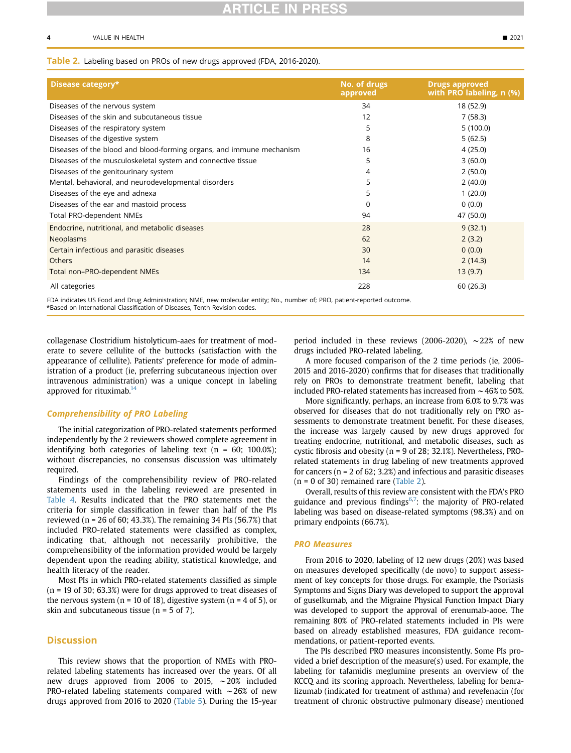Table 2. Labeling based on PROs of new drugs approved (FDA, 2016-2020).

| Disease category* | No. of drugs approved | Drugs approved with PRO labeling, n (%) |
|---|---|---|
| Diseases of the nervous system | 34 | 18 (52.9) |
| Diseases of the skin and subcutaneous tissue | 12 | 7 (58.3) |
| Diseases of the respiratory system | 5 | 5 (100.0) |
| Diseases of the digestive system | 8 | 5 (62.5) |
| Diseases of the blood and blood-forming organs, and immune mechanism | 16 | 4 (25.0) |
| Diseases of the musculoskeletal system and connective tissue | 5 | 3 (60.0) |
| Diseases of the genitourinary system | 4 | 2 (50.0) |
| Mental, behavioral, and neurodevelopmental disorders | 5 | 2 (40.0) |
| Diseases of the eye and adnexa | 5 | 1 (20.0) |
| Diseases of the ear and mastoid process | 0 | 0 (0.0) |
| Total PRO-dependent NMEs | 94 | 47 (50.0) |
| Endocrine, nutritional, and metabolic diseases | 28 | 9 (32.1) |
| Neoplasms | 62 | 2 (3.2) |
| Certain infectious and parasitic diseases | 30 | 0 (0.0) |
| Others | 14 | 2 (14.3) |
| Total non–PRO-dependent NMEs | 134 | 13 (9.7) |
| All categories | 228 | 60 (26.3) |

FDA indicates US Food and Drug Administration; NME, new molecular entity; No., number of; PRO, patient-reported outcome.
*Based on International Classification of Diseases, Tenth Revision codes.

collagenase Clostridium histolyticum-aaes for treatment of moderate to severe cellulite of the buttocks (satisfaction with the appearance of cellulite). Patients' preference for mode of administration of a product (ie, preferring subcutaneous injection over intravenous administration) was a unique concept in labeling approved for rituximab.[14]

### *Comprehensibility of PRO Labeling*

The initial categorization of PRO-related statements performed independently by the 2 reviewers showed complete agreement in identifying both categories of labeling text (n = 60; 100.0%); without discrepancies, no consensus discussion was ultimately required.

Findings of the comprehensibility review of PRO-related statements used in the labeling reviewed are presented in Table 4. Results indicated that the PRO statements met the criteria for simple classification in fewer than half of the PIs reviewed (n = 26 of 60; 43.3%). The remaining 34 PIs (56.7%) that included PRO-related statements were classified as complex, indicating that, although not necessarily prohibitive, the comprehensibility of the information provided would be largely dependent upon the reading ability, statistical knowledge, and health literacy of the reader.

Most PIs in which PRO-related statements classified as simple (n = 19 of 30; 63.3%) were for drugs approved to treat diseases of the nervous system (n = 10 of 18), digestive system (n = 4 of 5), or skin and subcutaneous tissue (n = 5 of 7).

## Discussion

This review shows that the proportion of NMEs with PRO-related labeling statements has increased over the years. Of all new drugs approved from 2006 to 2015, ∼20% included PRO-related labeling statements compared with ∼26% of new drugs approved from 2016 to 2020 (Table 5). During the 15-year period included in these reviews (2006-2020), ∼22% of new drugs included PRO-related labeling.

A more focused comparison of the 2 time periods (ie, 2006-2015 and 2016-2020) confirms that for diseases that traditionally rely on PROs to demonstrate treatment benefit, labeling that included PRO-related statements has increased from ∼46% to 50%.

More significantly, perhaps, an increase from 6.0% to 9.7% was observed for diseases that do not traditionally rely on PRO assessments to demonstrate treatment benefit. For these diseases, the increase was largely caused by new drugs approved for treating endocrine, nutritional, and metabolic diseases, such as cystic fibrosis and obesity (n = 9 of 28; 32.1%). Nevertheless, PRO-related statements in drug labeling of new treatments approved for cancers (n = 2 of 62; 3.2%) and infectious and parasitic diseases (n = 0 of 30) remained rare (Table 2).

Overall, results of this review are consistent with the FDA's PRO guidance and previous findings[6,7]: the majority of PRO-related labeling was based on disease-related symptoms (98.3%) and on primary endpoints (66.7%).

### *PRO Measures*

From 2016 to 2020, labeling of 12 new drugs (20%) was based on measures developed specifically (de novo) to support assessment of key concepts for those drugs. For example, the Psoriasis Symptoms and Signs Diary was developed to support the approval of guselkumab, and the Migraine Physical Function Impact Diary was developed to support the approval of erenumab-aooe. The remaining 80% of PRO-related statements included in PIs were based on already established measures, FDA guidance recommendations, or patient-reported events.

The PIs described PRO measures inconsistently. Some PIs provided a brief description of the measure(s) used. For example, the labeling for tafamidis meglumine presents an overview of the KCCQ and its scoring approach. Nevertheless, labeling for benralizumab (indicated for treatment of asthma) and revefenacin (for treatment of chronic obstructive pulmonary disease) mentioned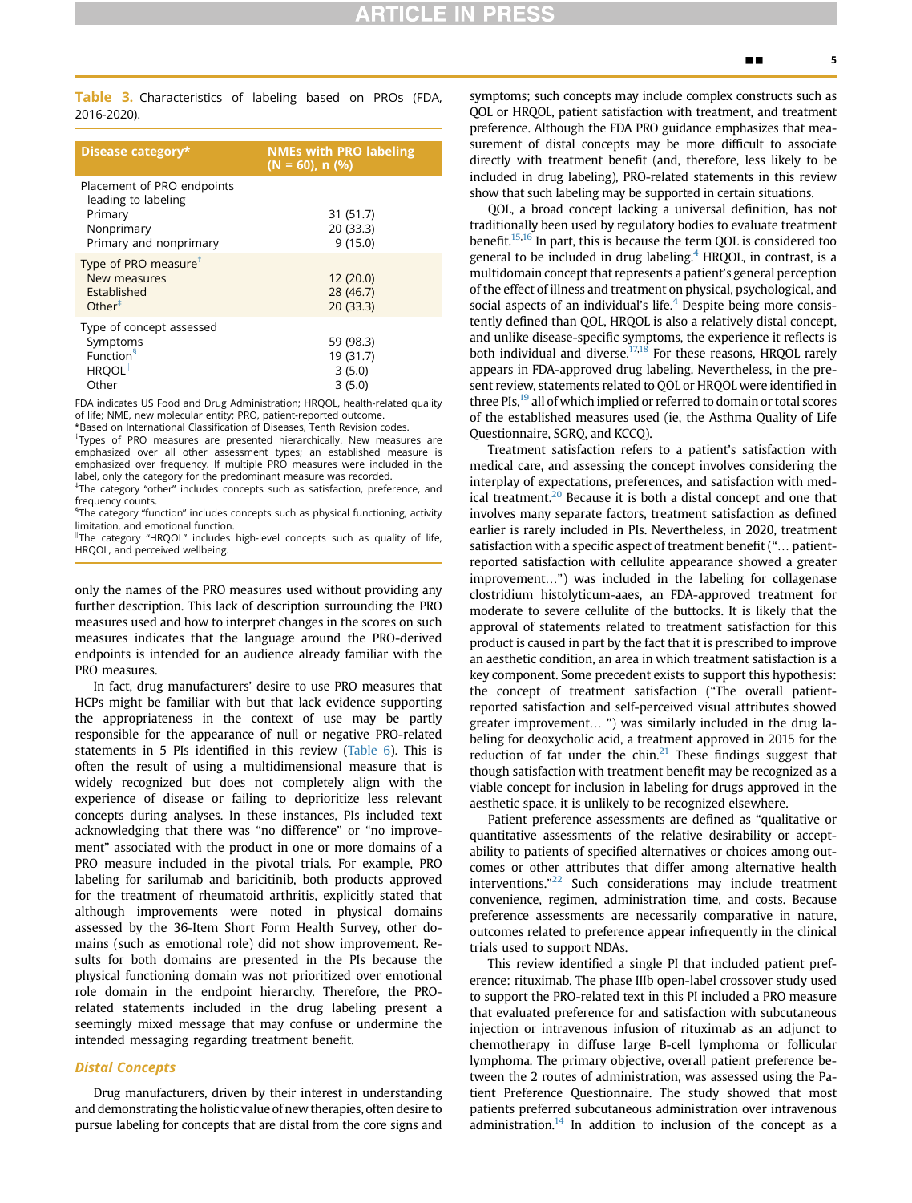**Table 3.** Characteristics of labeling based on PROs (FDA, 2016-2020).

| Disease category* | NMEs with PRO labeling (N = 60), n (%) |
|---|---|
| Placement of PRO endpoints leading to labeling | |
| Primary | 31 (51.7) |
| Nonprimary | 20 (33.3) |
| Primary and nonprimary | 9 (15.0) |
| Type of PRO measure[†] | |
| New measures | 12 (20.0) |
| Established | 28 (46.7) |
| Other[‡] | 20 (33.3) |
| Type of concept assessed | |
| Symptoms | 59 (98.3) |
| Function[§] | 19 (31.7) |
| HRQOL[‖] | 3 (5.0) |
| Other | 3 (5.0) |

FDA indicates US Food and Drug Administration; HRQOL, health-related quality of life; NME, new molecular entity; PRO, patient-reported outcome.
*Based on International Classification of Diseases, Tenth Revision codes.
[†]Types of PRO measures are presented hierarchically. New measures are emphasized over all other assessment types; an established measure is emphasized over frequency. If multiple PRO measures were included in the label, only the category for the predominant measure was recorded.
[‡]The category "other" includes concepts such as satisfaction, preference, and frequency counts.
[§]The category "function" includes concepts such as physical functioning, activity limitation, and emotional function.
[‖]The category "HRQOL" includes high-level concepts such as quality of life, HRQOL, and perceived wellbeing.

only the names of the PRO measures used without providing any further description. This lack of description surrounding the PRO measures used and how to interpret changes in the scores on such measures indicates that the language around the PRO-derived endpoints is intended for an audience already familiar with the PRO measures.

In fact, drug manufacturers' desire to use PRO measures that HCPs might be familiar with but that lack evidence supporting the appropriateness in the context of use may be partly responsible for the appearance of null or negative PRO-related statements in 5 PIs identified in this review (Table 6). This is often the result of using a multidimensional measure that is widely recognized but does not completely align with the experience of disease or failing to deprioritize less relevant concepts during analyses. In these instances, PIs included text acknowledging that there was "no difference" or "no improvement" associated with the product in one or more domains of a PRO measure included in the pivotal trials. For example, PRO labeling for sarilumab and baricitinib, both products approved for the treatment of rheumatoid arthritis, explicitly stated that although improvements were noted in physical domains assessed by the 36-Item Short Form Health Survey, other domains (such as emotional role) did not show improvement. Results for both domains are presented in the PIs because the physical functioning domain was not prioritized over emotional role domain in the endpoint hierarchy. Therefore, the PRO-related statements included in the drug labeling present a seemingly mixed message that may confuse or undermine the intended messaging regarding treatment benefit.

## Distal Concepts

Drug manufacturers, driven by their interest in understanding and demonstrating the holistic value of new therapies, often desire to pursue labeling for concepts that are distal from the core signs and symptoms; such concepts may include complex constructs such as QOL or HRQOL, patient satisfaction with treatment, and treatment preference. Although the FDA PRO guidance emphasizes that measurement of distal concepts may be more difficult to associate directly with treatment benefit (and, therefore, less likely to be included in drug labeling), PRO-related statements in this review show that such labeling may be supported in certain situations.

QOL, a broad concept lacking a universal definition, has not traditionally been used by regulatory bodies to evaluate treatment benefit.[15,16] In part, this is because the term QOL is considered too general to be included in drug labeling.[4] HRQOL, in contrast, is a multidomain concept that represents a patient's general perception of the effect of illness and treatment on physical, psychological, and social aspects of an individual's life.[4] Despite being more consistently defined than QOL, HRQOL is also a relatively distal concept, and unlike disease-specific symptoms, the experience it reflects is both individual and diverse.[17,18] For these reasons, HRQOL rarely appears in FDA-approved drug labeling. Nevertheless, in the present review, statements related to QOL or HRQOL were identified in three PIs,[19] all of which implied or referred to domain or total scores of the established measures used (ie, the Asthma Quality of Life Questionnaire, SGRQ, and KCCQ).

Treatment satisfaction refers to a patient's satisfaction with medical care, and assessing the concept involves considering the interplay of expectations, preferences, and satisfaction with medical treatment.[20] Because it is both a distal concept and one that involves many separate factors, treatment satisfaction as defined earlier is rarely included in PIs. Nevertheless, in 2020, treatment satisfaction with a specific aspect of treatment benefit ("... patient-reported satisfaction with cellulite appearance showed a greater improvement...") was included in the labeling for collagenase clostridium histolyticum-aaes, an FDA-approved treatment for moderate to severe cellulite of the buttocks. It is likely that the approval of statements related to treatment satisfaction for this product is caused in part by the fact that it is prescribed to improve an aesthetic condition, an area in which treatment satisfaction is a key component. Some precedent exists to support this hypothesis: the concept of treatment satisfaction ("The overall patient-reported satisfaction and self-perceived visual attributes showed greater improvement... ") was similarly included in the drug labeling for deoxycholic acid, a treatment approved in 2015 for the reduction of fat under the chin.[21] These findings suggest that though satisfaction with treatment benefit may be recognized as a viable concept for inclusion in labeling for drugs approved in the aesthetic space, it is unlikely to be recognized elsewhere.

Patient preference assessments are defined as "qualitative or quantitative assessments of the relative desirability or acceptability to patients of specified alternatives or choices among outcomes or other attributes that differ among alternative health interventions."[22] Such considerations may include treatment convenience, regimen, administration time, and costs. Because preference assessments are necessarily comparative in nature, outcomes related to preference appear infrequently in the clinical trials used to support NDAs.

This review identified a single PI that included patient preference: rituximab. The phase IIIb open-label crossover study used to support the PRO-related text in this PI included a PRO measure that evaluated preference for and satisfaction with subcutaneous injection or intravenous infusion of rituximab as an adjunct to chemotherapy in diffuse large B-cell lymphoma or follicular lymphoma. The primary objective, overall patient preference between the 2 routes of administration, was assessed using the Patient Preference Questionnaire. The study showed that most patients preferred subcutaneous administration over intravenous administration.[14] In addition to inclusion of the concept as a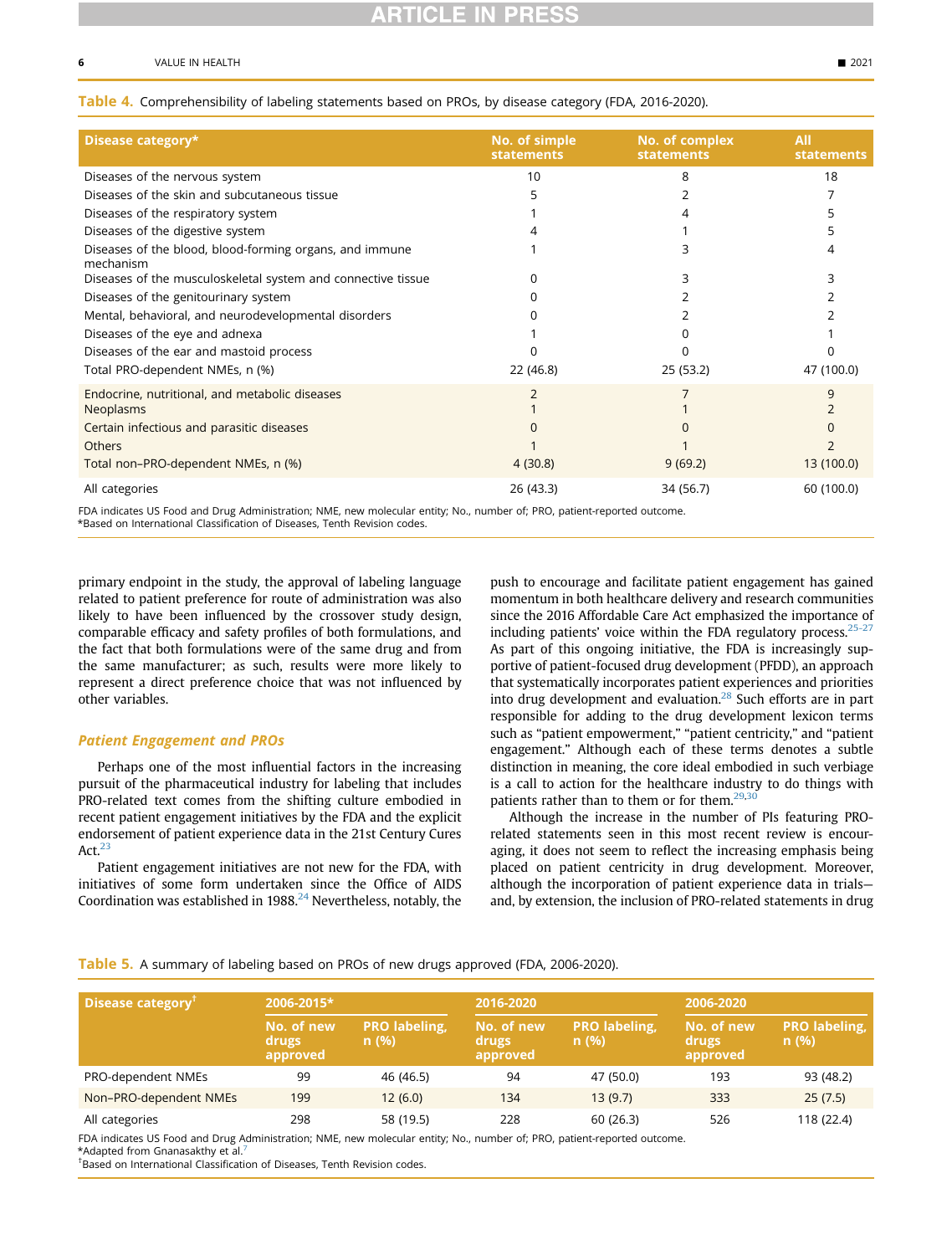**Table 4.** Comprehensibility of labeling statements based on PROs, by disease category (FDA, 2016-2020).

| Disease category* | No. of simple statements | No. of complex statements | All statements |
|---|---|---|---|
| Diseases of the nervous system | 10 | 8 | 18 |
| Diseases of the skin and subcutaneous tissue | 5 | 2 | 7 |
| Diseases of the respiratory system | 1 | 4 | 5 |
| Diseases of the digestive system | 4 | 1 | 5 |
| Diseases of the blood, blood-forming organs, and immune mechanism | 1 | 3 | 4 |
| Diseases of the musculoskeletal system and connective tissue | 0 | 3 | 3 |
| Diseases of the genitourinary system | 0 | 2 | 2 |
| Mental, behavioral, and neurodevelopmental disorders | 0 | 2 | 2 |
| Diseases of the eye and adnexa | 1 | 0 | 1 |
| Diseases of the ear and mastoid process | 0 | 0 | 0 |
| Total PRO-dependent NMEs, n (%) | 22 (46.8) | 25 (53.2) | 47 (100.0) |
| Endocrine, nutritional, and metabolic diseases | 2 | 7 | 9 |
| Neoplasms | 1 | 1 | 2 |
| Certain infectious and parasitic diseases | 0 | 0 | 0 |
| Others | 1 | 1 | 2 |
| Total non–PRO-dependent NMEs, n (%) | 4 (30.8) | 9 (69.2) | 13 (100.0) |
| All categories | 26 (43.3) | 34 (56.7) | 60 (100.0) |

FDA indicates US Food and Drug Administration; NME, new molecular entity; No., number of; PRO, patient-reported outcome.
*Based on International Classification of Diseases, Tenth Revision codes.

primary endpoint in the study, the approval of labeling language related to patient preference for route of administration was also likely to have been influenced by the crossover study design, comparable efficacy and safety profiles of both formulations, and the fact that both formulations were of the same drug and from the same manufacturer; as such, results were more likely to represent a direct preference choice that was not influenced by other variables.

### *Patient Engagement and PROs*

Perhaps one of the most influential factors in the increasing pursuit of the pharmaceutical industry for labeling that includes PRO-related text comes from the shifting culture embodied in recent patient engagement initiatives by the FDA and the explicit endorsement of patient experience data in the 21st Century Cures Act.[23]

Patient engagement initiatives are not new for the FDA, with initiatives of some form undertaken since the Office of AIDS Coordination was established in 1988.[24] Nevertheless, notably, the push to encourage and facilitate patient engagement has gained momentum in both healthcare delivery and research communities since the 2016 Affordable Care Act emphasized the importance of including patients' voice within the FDA regulatory process.[25-27] As part of this ongoing initiative, the FDA is increasingly supportive of patient-focused drug development (PFDD), an approach that systematically incorporates patient experiences and priorities into drug development and evaluation.[28] Such efforts are in part responsible for adding to the drug development lexicon terms such as "patient empowerment," "patient centricity," and "patient engagement." Although each of these terms denotes a subtle distinction in meaning, the core ideal embodied in such verbiage is a call to action for the healthcare industry to do things with patients rather than to them or for them.[29,30]

Although the increase in the number of PIs featuring PRO-related statements seen in this most recent review is encouraging, it does not seem to reflect the increasing emphasis being placed on patient centricity in drug development. Moreover, although the incorporation of patient experience data in trials—and, by extension, the inclusion of PRO-related statements in drug

**Table 5.** A summary of labeling based on PROs of new drugs approved (FDA, 2006-2020).

| Disease category† | 2006-2015* | | 2016-2020 | | 2006-2020 | |
|---|---|---|---|---|---|---|
| | No. of new drugs approved | PRO labeling, n (%) | No. of new drugs approved | PRO labeling, n (%) | No. of new drugs approved | PRO labeling, n (%) |
| PRO-dependent NMEs | 99 | 46 (46.5) | 94 | 47 (50.0) | 193 | 93 (48.2) |
| Non–PRO-dependent NMEs | 199 | 12 (6.0) | 134 | 13 (9.7) | 333 | 25 (7.5) |
| All categories | 298 | 58 (19.5) | 228 | 60 (26.3) | 526 | 118 (22.4) |

FDA indicates US Food and Drug Administration; NME, new molecular entity; No., number of; PRO, patient-reported outcome.
*Adapted from Gnanasakthy et al.[7]
†Based on International Classification of Diseases, Tenth Revision codes.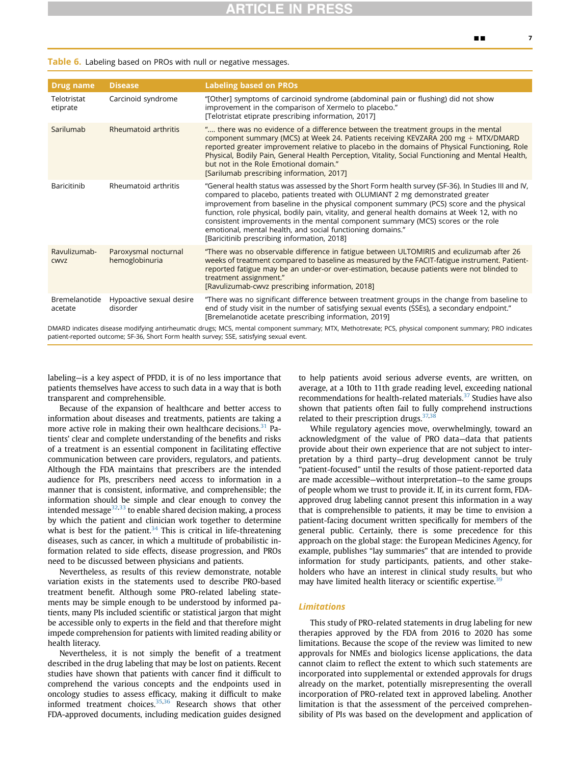Table 6. Labeling based on PROs with null or negative messages.

| Drug name | Disease | Labeling based on PROs |
| --- | --- | --- |
| Telotristat etiprate | Carcinoid syndrome | "[Other] symptoms of carcinoid syndrome (abdominal pain or flushing) did not show improvement in the comparison of Xermelo to placebo." [Telotristat etiprate prescribing information, 2017] |
| Sarilumab | Rheumatoid arthritis | "…. there was no evidence of a difference between the treatment groups in the mental component summary (MCS) at Week 24. Patients receiving KEVZARA 200 mg + MTX/DMARD reported greater improvement relative to placebo in the domains of Physical Functioning, Role Physical, Bodily Pain, General Health Perception, Vitality, Social Functioning and Mental Health, but not in the Role Emotional domain." [Sarilumab prescribing information, 2017] |
| Baricitinib | Rheumatoid arthritis | "General health status was assessed by the Short Form health survey (SF-36). In Studies III and IV, compared to placebo, patients treated with OLUMIANT 2 mg demonstrated greater improvement from baseline in the physical component summary (PCS) score and the physical function, role physical, bodily pain, vitality, and general health domains at Week 12, with no consistent improvements in the mental component summary (MCS) scores or the role emotional, mental health, and social functioning domains." [Baricitinib prescribing information, 2018] |
| Ravulizumab-cwvz | Paroxysmal nocturnal hemoglobinuria | "There was no observable difference in fatigue between ULTOMIRIS and eculizumab after 26 weeks of treatment compared to baseline as measured by the FACIT-fatigue instrument. Patient-reported fatigue may be an under-or over-estimation, because patients were not blinded to treatment assignment." [Ravulizumab-cwvz prescribing information, 2018] |
| Bremelanotide acetate | Hypoactive sexual desire disorder | "There was no significant difference between treatment groups in the change from baseline to end of study visit in the number of satisfying sexual events (SSEs), a secondary endpoint." [Bremelanotide acetate prescribing information, 2019] |

DMARD indicates disease modifying antirheumatic drugs; MCS, mental component summary; MTX, Methotrexate; PCS, physical component summary; PRO indicates patient-reported outcome; SF-36, Short Form health survey; SSE, satisfying sexual event.

labeling—is a key aspect of PFDD, it is of no less importance that patients themselves have access to such data in a way that is both transparent and comprehensible.

Because of the expansion of healthcare and better access to information about diseases and treatments, patients are taking a more active role in making their own healthcare decisions.[31] Patients' clear and complete understanding of the benefits and risks of a treatment is an essential component in facilitating effective communication between care providers, regulators, and patients. Although the FDA maintains that prescribers are the intended audience for PIs, prescribers need access to information in a manner that is consistent, informative, and comprehensible; the information should be simple and clear enough to convey the intended message[32,33] to enable shared decision making, a process by which the patient and clinician work together to determine what is best for the patient.[34] This is critical in life-threatening diseases, such as cancer, in which a multitude of probabilistic information related to side effects, disease progression, and PROs need to be discussed between physicians and patients.

Nevertheless, as results of this review demonstrate, notable variation exists in the statements used to describe PRO-based treatment benefit. Although some PRO-related labeling statements may be simple enough to be understood by informed patients, many PIs included scientific or statistical jargon that might be accessible only to experts in the field and that therefore might impede comprehension for patients with limited reading ability or health literacy.

Nevertheless, it is not simply the benefit of a treatment described in the drug labeling that may be lost on patients. Recent studies have shown that patients with cancer find it difficult to comprehend the various concepts and the endpoints used in oncology studies to assess efficacy, making it difficult to make informed treatment choices.[35,36] Research shows that other FDA-approved documents, including medication guides designed to help patients avoid serious adverse events, are written, on average, at a 10th to 11th grade reading level, exceeding national recommendations for health-related materials.[37] Studies have also shown that patients often fail to fully comprehend instructions related to their prescription drugs.[37,38]

While regulatory agencies move, overwhelmingly, toward an acknowledgment of the value of PRO data—data that patients provide about their own experience that are not subject to interpretation by a third party—drug development cannot be truly "patient-focused" until the results of those patient-reported data are made accessible—without interpretation—to the same groups of people whom we trust to provide it. If, in its current form, FDA-approved drug labeling cannot present this information in a way that is comprehensible to patients, it may be time to envision a patient-facing document written specifically for members of the general public. Certainly, there is some precedence for this approach on the global stage: the European Medicines Agency, for example, publishes "lay summaries" that are intended to provide information for study participants, patients, and other stakeholders who have an interest in clinical study results, but who may have limited health literacy or scientific expertise.[39]

### *Limitations*

This study of PRO-related statements in drug labeling for new therapies approved by the FDA from 2016 to 2020 has some limitations. Because the scope of the review was limited to new approvals for NMEs and biologics license applications, the data cannot claim to reflect the extent to which such statements are incorporated into supplemental or extended approvals for drugs already on the market, potentially misrepresenting the overall incorporation of PRO-related text in approved labeling. Another limitation is that the assessment of the perceived comprehensibility of PIs was based on the development and application of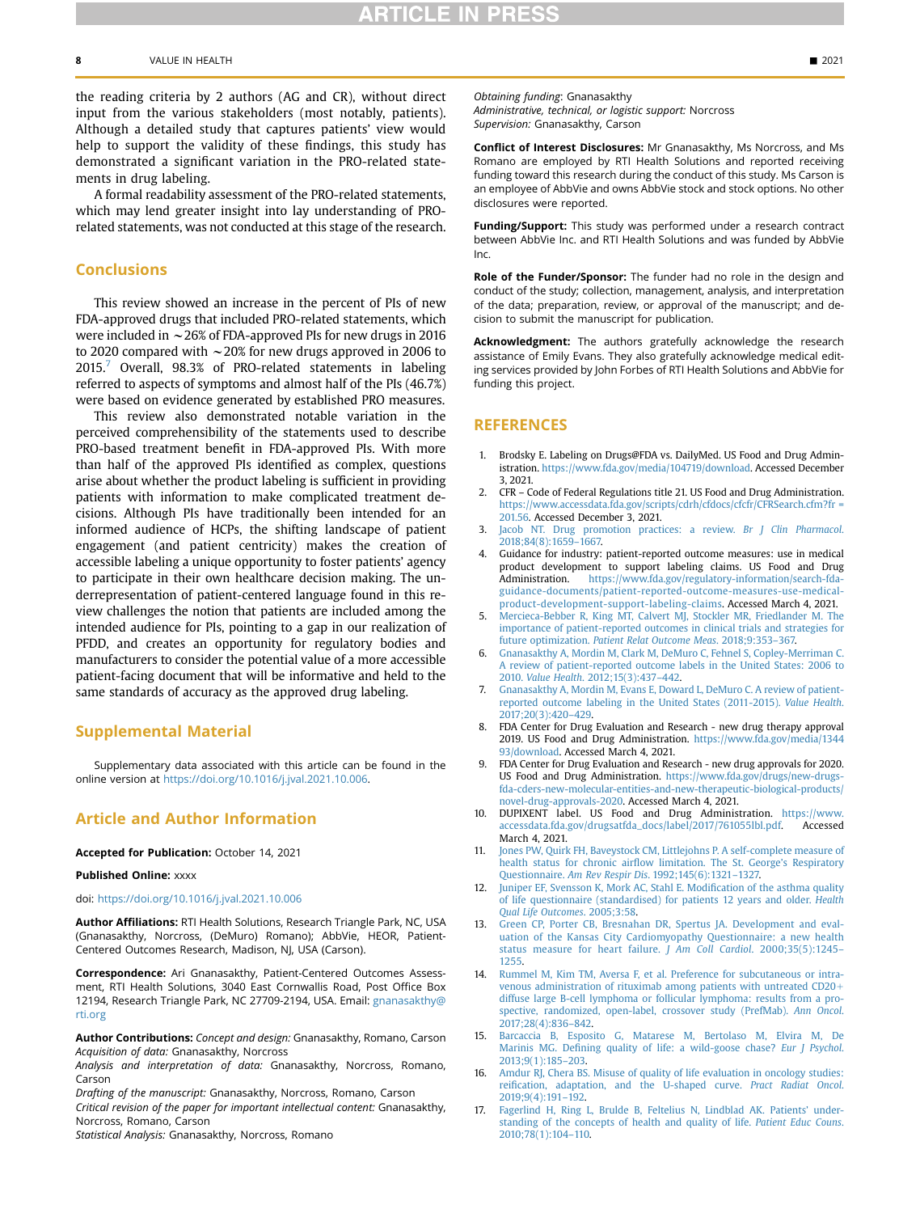the reading criteria by 2 authors (AG and CR), without direct input from the various stakeholders (most notably, patients). Although a detailed study that captures patients' view would help to support the validity of these findings, this study has demonstrated a significant variation in the PRO-related statements in drug labeling.

A formal readability assessment of the PRO-related statements, which may lend greater insight into lay understanding of PRO-related statements, was not conducted at this stage of the research.

## Conclusions

This review showed an increase in the percent of PIs of new FDA-approved drugs that included PRO-related statements, which were included in ~26% of FDA-approved PIs for new drugs in 2016 to 2020 compared with ~20% for new drugs approved in 2006 to 2015.[7] Overall, 98.3% of PRO-related statements in labeling referred to aspects of symptoms and almost half of the PIs (46.7%) were based on evidence generated by established PRO measures.

This review also demonstrated notable variation in the perceived comprehensibility of the statements used to describe PRO-based treatment benefit in FDA-approved PIs. With more than half of the approved PIs identified as complex, questions arise about whether the product labeling is sufficient in providing patients with information to make complicated treatment decisions. Although PIs have traditionally been intended for an informed audience of HCPs, the shifting landscape of patient engagement (and patient centricity) makes the creation of accessible labeling a unique opportunity to foster patients' agency to participate in their own healthcare decision making. The underrepresentation of patient-centered language found in this review challenges the notion that patients are included among the intended audience for PIs, pointing to a gap in our realization of PFDD, and creates an opportunity for regulatory bodies and manufacturers to consider the potential value of a more accessible patient-facing document that will be informative and held to the same standards of accuracy as the approved drug labeling.

## Supplemental Material

Supplementary data associated with this article can be found in the online version at https://doi.org/10.1016/j.jval.2021.10.006.

## Article and Author Information

**Accepted for Publication:** October 14, 2021

**Published Online:** xxxx

doi: https://doi.org/10.1016/j.jval.2021.10.006

**Author Affiliations:** RTI Health Solutions, Research Triangle Park, NC, USA (Gnanasakthy, Norcross, (DeMuro) Romano); AbbVie, HEOR, Patient-Centered Outcomes Research, Madison, NJ, USA (Carson).

**Correspondence:** Ari Gnanasakthy, Patient-Centered Outcomes Assessment, RTI Health Solutions, 3040 East Cornwallis Road, Post Office Box 12194, Research Triangle Park, NC 27709-2194, USA. Email: gnanasakthy@rti.org

**Author Contributions:** *Concept and design:* Gnanasakthy, Romano, Carson
*Acquisition of data:* Gnanasakthy, Norcross
*Analysis and interpretation of data:* Gnanasakthy, Norcross, Romano, Carson
*Drafting of the manuscript:* Gnanasakthy, Norcross, Romano, Carson
*Critical revision of the paper for important intellectual content:* Gnanasakthy, Norcross, Romano, Carson
*Statistical Analysis:* Gnanasakthy, Norcross, Romano
*Obtaining funding:* Gnanasakthy
*Administrative, technical, or logistic support:* Norcross
*Supervision:* Gnanasakthy, Carson

**Conflict of Interest Disclosures:** Mr Gnanasakthy, Ms Norcross, and Ms Romano are employed by RTI Health Solutions and reported receiving funding toward this research during the conduct of this study. Ms Carson is an employee of AbbVie and owns AbbVie stock and stock options. No other disclosures were reported.

**Funding/Support:** This study was performed under a research contract between AbbVie Inc. and RTI Health Solutions and was funded by AbbVie Inc.

**Role of the Funder/Sponsor:** The funder had no role in the design and conduct of the study; collection, management, analysis, and interpretation of the data; preparation, review, or approval of the manuscript; and decision to submit the manuscript for publication.

**Acknowledgment:** The authors gratefully acknowledge the research assistance of Emily Evans. They also gratefully acknowledge medical editing services provided by John Forbes of RTI Health Solutions and AbbVie for funding this project.

## REFERENCES

1. Brodsky E. Labeling on Drugs@FDA vs. DailyMed. US Food and Drug Administration. https://www.fda.gov/media/104719/download. Accessed December 3, 2021.
2. CFR – Code of Federal Regulations title 21. US Food and Drug Administration. https://www.accessdata.fda.gov/scripts/cdrh/cfdocs/cfcfr/CFRSearch.cfm?fr=201.56. Accessed December 3, 2021.
3. Jacob NT. Drug promotion practices: a review. *Br J Clin Pharmacol.* 2018;84(8):1659–1667.
4. Guidance for industry: patient-reported outcome measures: use in medical product development to support labeling claims. US Food and Drug Administration. https://www.fda.gov/regulatory-information/search-fda-guidance-documents/patient-reported-outcome-measures-use-medical-product-development-support-labeling-claims. Accessed March 4, 2021.
5. Mercieca-Bebber R, King MT, Calvert MJ, Stockler MR, Friedlander M. The importance of patient-reported outcomes in clinical trials and strategies for future optimization. *Patient Relat Outcome Meas.* 2018;9:353–367.
6. Gnanasakthy A, Mordin M, Clark M, DeMuro C, Fehnel S, Copley-Merriman C. A review of patient-reported outcome labels in the United States: 2006 to 2010. *Value Health.* 2012;15(3):437–442.
7. Gnanasakthy A, Mordin M, Evans E, Doward L, DeMuro C. A review of patient-reported outcome labeling in the United States (2011–2015). *Value Health.* 2017;20(3):420–429.
8. FDA Center for Drug Evaluation and Research - new drug therapy approval 2019. US Food and Drug Administration. https://www.fda.gov/media/134493/download. Accessed March 4, 2021.
9. FDA Center for Drug Evaluation and Research - new drug approvals for 2020. US Food and Drug Administration. https://www.fda.gov/drugs/new-drugs-fda-cders-new-molecular-entities-and-new-therapeutic-biological-products/novel-drug-approvals-2020. Accessed March 4, 2021.
10. DUPIXENT label. US Food and Drug Administration. https://www.accessdata.fda.gov/drugsatfda_docs/label/2017/761055lbl.pdf. Accessed March 4, 2021.
11. Jones PW, Quirk FH, Baveystock CM, Littlejohns P. A self-complete measure of health status for chronic airflow limitation. The St. George's Respiratory Questionnaire. *Am Rev Respir Dis.* 1992;145(6):1321–1327.
12. Juniper EF, Svensson K, Mork AC, Stahl E. Modification of the asthma quality of life questionnaire (standardised) for patients 12 years and older. *Health Qual Life Outcomes.* 2005;3:58.
13. Green CP, Porter CB, Bresnahan DR, Spertus JA. Development and evaluation of the Kansas City Cardiomyopathy Questionnaire: a new health status measure for heart failure. *J Am Coll Cardiol.* 2000;35(5):1245–1255.
14. Rummel M, Kim TM, Aversa F, et al. Preference for subcutaneous or intravenous administration of rituximab among patients with untreated CD20+ diffuse large B-cell lymphoma or follicular lymphoma: results from a prospective, randomized, open-label, crossover study (PrefMab). *Ann Oncol.* 2017;28(4):836–842.
15. Barcaccia B, Esposito G, Matarese M, Bertolaso M, Elvira M, De Marinis MG. Defining quality of life: a wild-goose chase? *Eur J Psychol.* 2013;9(1):185–203.
16. Amdur RJ, Chera BS. Misuse of quality of life evaluation in oncology studies: reification, adaptation, and the U-shaped curve. *Pract Radiat Oncol.* 2019;9(4):191–192.
17. Fagerlind H, Ring L, Brulde B, Feltelius N, Lindblad AK. Patients' understanding of the concepts of health and quality of life. *Patient Educ Couns.* 2010;78(1):104–110.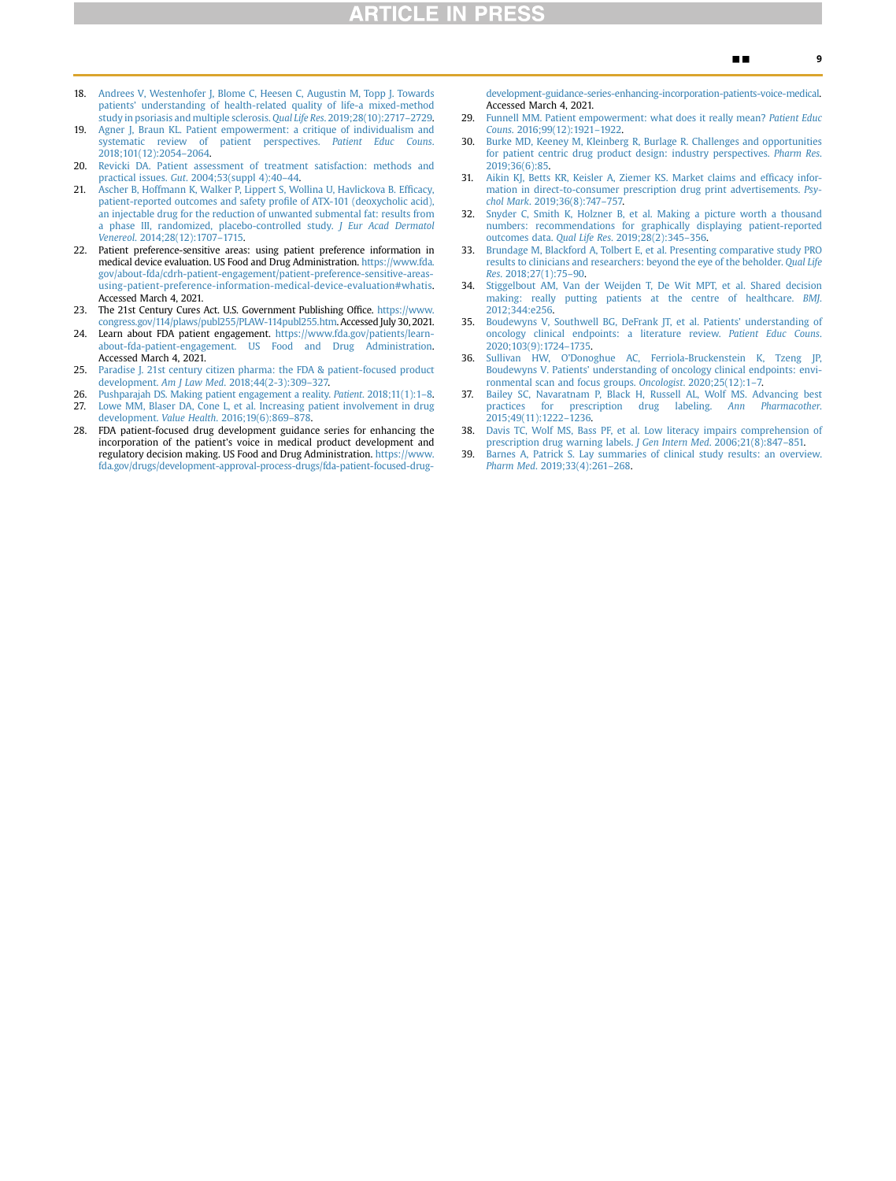18. Andrees V, Westenhofer J, Blome C, Heesen C, Augustin M, Topp J. Towards patients' understanding of health-related quality of life-a mixed-method study in psoriasis and multiple sclerosis. *Qual Life Res*. 2019;28(10):2717–2729.
19. Agner J, Braun KL. Patient empowerment: a critique of individualism and systematic review of patient perspectives. *Patient Educ Couns*. 2018;101(12):2054–2064.
20. Revicki DA. Patient assessment of treatment satisfaction: methods and practical issues. *Gut*. 2004;53(suppl 4):40–44.
21. Ascher B, Hoffmann K, Walker P, Lippert S, Wollina U, Havlickova B. Efficacy, patient-reported outcomes and safety profile of ATX-101 (deoxycholic acid), an injectable drug for the reduction of unwanted submental fat: results from a phase III, randomized, placebo-controlled study. *J Eur Acad Dermatol Venereol*. 2014;28(12):1707–1715.
22. Patient preference-sensitive areas: using patient preference information in medical device evaluation. US Food and Drug Administration. https://www.fda.gov/about-fda/cdrh-patient-engagement/patient-preference-sensitive-areas-using-patient-preference-information-medical-device-evaluation#whatis. Accessed March 4, 2021.
23. The 21st Century Cures Act. U.S. Government Publishing Office. https://www.congress.gov/114/plaws/publ255/PLAW-114publ255.htm. Accessed July 30, 2021.
24. Learn about FDA patient engagement. https://www.fda.gov/patients/learn-about-fda-patient-engagement. US Food and Drug Administration. Accessed March 4, 2021.
25. Paradise J. 21st century citizen pharma: the FDA & patient-focused product development. *Am J Law Med*. 2018;44(2-3):309–327.
26. Pushparajah DS. Making patient engagement a reality. *Patient*. 2018;11(1):1–8.
27. Lowe MM, Blaser DA, Cone L, et al. Increasing patient involvement in drug development. *Value Health*. 2016;19(6):869–878.
28. FDA patient-focused drug development guidance series for enhancing the incorporation of the patient's voice in medical product development and regulatory decision making. US Food and Drug Administration. https://www.fda.gov/drugs/development-approval-process-drugs/fda-patient-focused-drug-development-guidance-series-enhancing-incorporation-patients-voice-medical. Accessed March 4, 2021.
29. Funnell MM. Patient empowerment: what does it really mean? *Patient Educ Couns*. 2016;99(12):1921–1922.
30. Burke MD, Keeney M, Kleinberg R, Burlage R. Challenges and opportunities for patient centric drug product design: industry perspectives. *Pharm Res*. 2019;36(6):85.
31. Aikin KJ, Betts KR, Keisler A, Ziemer KS. Market claims and efficacy information in direct-to-consumer prescription drug print advertisements. *Psychol Mark*. 2019;36(8):747–757.
32. Snyder C, Smith K, Holzner B, et al. Making a picture worth a thousand numbers: recommendations for graphically displaying patient-reported outcomes data. *Qual Life Res*. 2019;28(2):345–356.
33. Brundage M, Blackford A, Tolbert E, et al. Presenting comparative study PRO results to clinicians and researchers: beyond the eye of the beholder. *Qual Life Res*. 2018;27(1):75–90.
34. Stiggelbout AM, Van der Weijden T, De Wit MPT, et al. Shared decision making: really putting patients at the centre of healthcare. *BMJ*. 2012;344:e256.
35. Boudewyns V, Southwell BG, DeFrank JT, et al. Patients' understanding of oncology clinical endpoints: a literature review. *Patient Educ Couns*. 2020;103(9):1724–1735.
36. Sullivan HW, O'Donoghue AC, Ferriola-Bruckenstein K, Tzeng JP, Boudewyns V. Patients' understanding of oncology clinical endpoints: environmental scan and focus groups. *Oncologist*. 2020;25(12):1–7.
37. Bailey SC, Navaratnam P, Black H, Russell AL, Wolf MS. Advancing best practices for prescription drug labeling. *Ann Pharmacother*. 2015;49(11):1222–1236.
38. Davis TC, Wolf MS, Bass PF, et al. Low literacy impairs comprehension of prescription drug warning labels. *J Gen Intern Med*. 2006;21(8):847–851.
39. Barnes A, Patrick S. Lay summaries of clinical study results: an overview. *Pharm Med*. 2019;33(4):261–268.